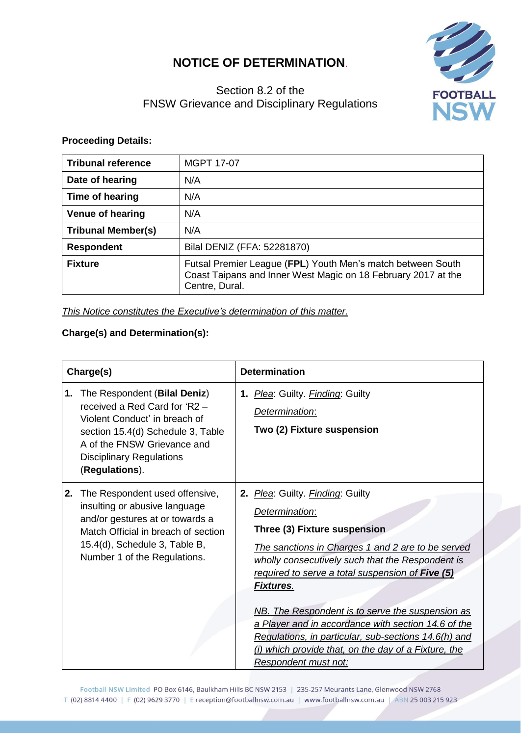# NOTICE OF DETERMINATION.

Section 8.2 of the
FNSW Grievance and Disciplinary Regulations

**Proceeding Details:**

| **Tribunal reference** | MGPT 17-07 |
|---|---|
| **Date of hearing** | N/A |
| **Time of hearing** | N/A |
| **Venue of hearing** | N/A |
| **Tribunal Member(s)** | N/A |
| **Respondent** | Bilal DENIZ (FFA: 52281870) |
| **Fixture** | Futsal Premier League (**FPL**) Youth Men's match between South Coast Taipans and Inner West Magic on 18 February 2017 at the Centre, Dural. |

*This Notice constitutes the Executive's determination of this matter.*

**Charge(s) and Determination(s):**

| **Charge(s)** | **Determination** |
|---|---|
| **1.** The Respondent (**Bilal Deniz**) received a Red Card for 'R2 – Violent Conduct' in breach of section 15.4(d) Schedule 3, Table A of the FNSW Grievance and Disciplinary Regulations (**Regulations**). | **1.** *Plea*: Guilty. *Finding*: Guilty<br>*Determination*:<br>**Two (2) Fixture suspension** |
| **2.** The Respondent used offensive, insulting or abusive language and/or gestures at or towards a Match Official in breach of section 15.4(d), Schedule 3, Table B, Number 1 of the Regulations. | **2.** *Plea*: Guilty. *Finding*: Guilty<br>*Determination*:<br>**Three (3) Fixture suspension**<br>*The sanctions in Charges 1 and 2 are to be served wholly consecutively such that the Respondent is required to serve a total suspension of **Five (5) Fixtures**.*<br><br>*NB. The Respondent is to serve the suspension as a Player and in accordance with section 14.6 of the Regulations, in particular, sub-sections 14.6(h) and (i) which provide that, on the day of a Fixture, the Respondent must not:* |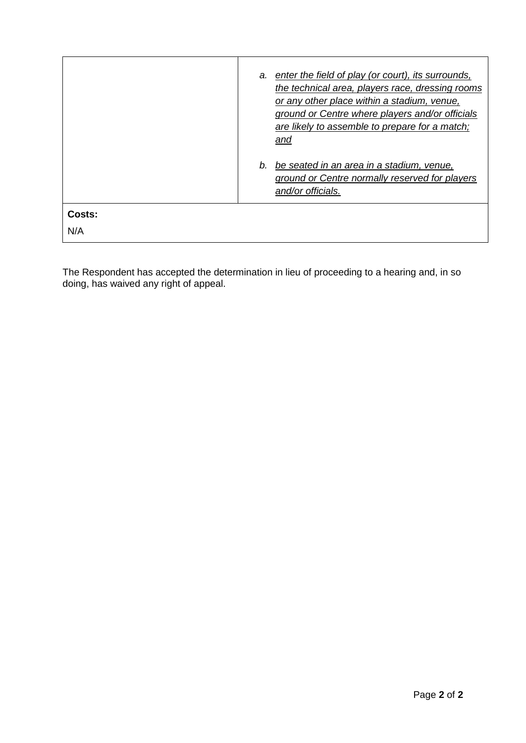| | |
|---|---|
| | a. *enter the field of play (or court), its surrounds, the technical area, players race, dressing rooms or any other place within a stadium, venue, ground or Centre where players and/or officials are likely to assemble to prepare for a match; and*<br><br>b. *be seated in an area in a stadium, venue, ground or Centre normally reserved for players and/or officials.* |
| **Costs:**<br><br>N/A | |

The Respondent has accepted the determination in lieu of proceeding to a hearing and, in so doing, has waived any right of appeal.